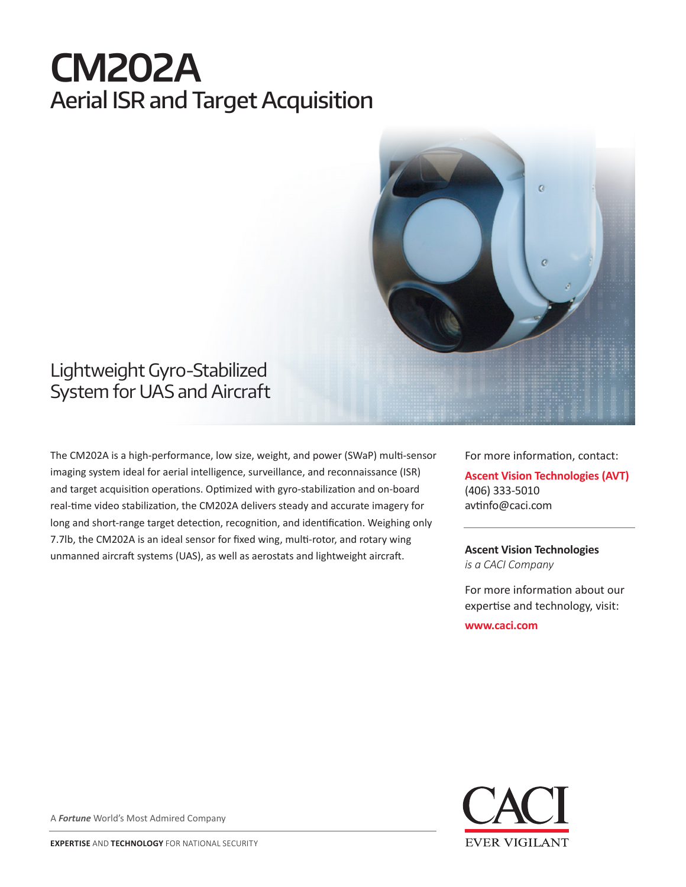# CM202A

## Aerial ISR and Target Acquisition

### Lightweight Gyro-Stabilized System for UAS and Aircraft

The CM202A is a high-performance, low size, weight, and power (SWaP) multi-sensor imaging system ideal for aerial intelligence, surveillance, and reconnaissance (ISR) and target acquisition operations. Optimized with gyro-stabilization and on-board real-time video stabilization, the CM202A delivers steady and accurate imagery for long and short-range target detection, recognition, and identification. Weighing only 7.7lb, the CM202A is an ideal sensor for fixed wing, multi-rotor, and rotary wing unmanned aircraft systems (UAS), as well as aerostats and lightweight aircraft.

For more information, contact:

**Ascent Vision Technologies (AVT)**
(406) 333-5010
avtinfo@caci.com

---

**Ascent Vision Technologies**
*is a CACI Company*

For more information about our expertise and technology, visit:

**www.caci.com**

A ***Fortune*** World's Most Admired Company

**EXPERTISE** AND **TECHNOLOGY** FOR NATIONAL SECURITY

CACI
EVER VIGILANT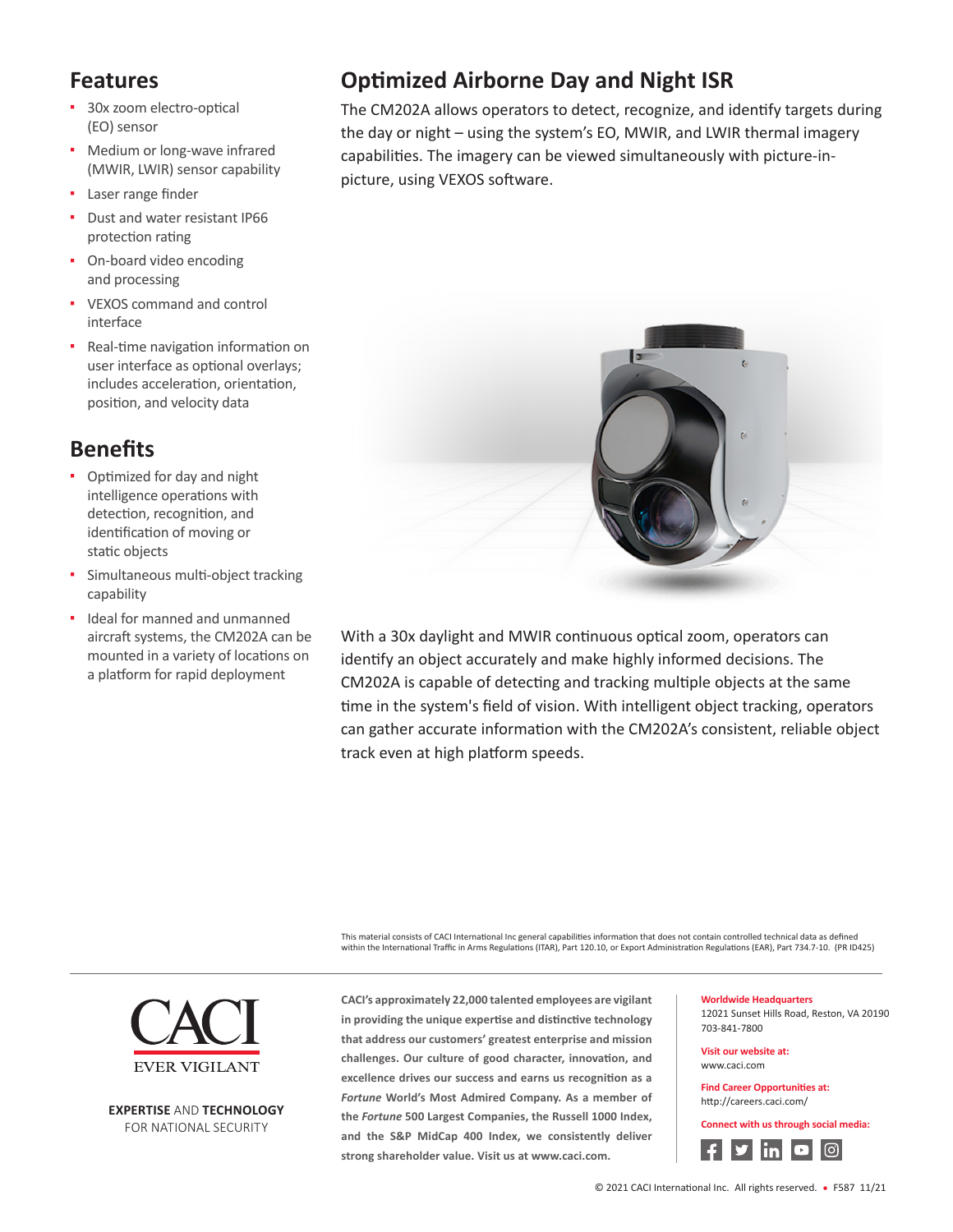## Features

- 30x zoom electro-optical (EO) sensor
- Medium or long-wave infrared (MWIR, LWIR) sensor capability
- Laser range finder
- Dust and water resistant IP66 protection rating
- On-board video encoding and processing
- VEXOS command and control interface
- Real-time navigation information on user interface as optional overlays; includes acceleration, orientation, position, and velocity data

## Benefits

- Optimized for day and night intelligence operations with detection, recognition, and identification of moving or static objects
- Simultaneous multi-object tracking capability
- Ideal for manned and unmanned aircraft systems, the CM202A can be mounted in a variety of locations on a platform for rapid deployment

## Optimized Airborne Day and Night ISR

The CM202A allows operators to detect, recognize, and identify targets during the day or night – using the system's EO, MWIR, and LWIR thermal imagery capabilities. The imagery can be viewed simultaneously with picture-in-picture, using VEXOS software.

With a 30x daylight and MWIR continuous optical zoom, operators can identify an object accurately and make highly informed decisions. The CM202A is capable of detecting and tracking multiple objects at the same time in the system's field of vision. With intelligent object tracking, operators can gather accurate information with the CM202A's consistent, reliable object track even at high platform speeds.

This material consists of CACI International Inc general capabilities information that does not contain controlled technical data as defined within the International Traffic in Arms Regulations (ITAR), Part 120.10, or Export Administration Regulations (EAR), Part 734.7-10. (PR ID425)

CACI
EVER VIGILANT

**EXPERTISE** AND **TECHNOLOGY**
FOR NATIONAL SECURITY

**CACI's approximately 22,000 talented employees are vigilant in providing the unique expertise and distinctive technology that address our customers' greatest enterprise and mission challenges. Our culture of good character, innovation, and excellence drives our success and earns us recognition as a *Fortune* World's Most Admired Company. As a member of the *Fortune* 500 Largest Companies, the Russell 1000 Index, and the S&P MidCap 400 Index, we consistently deliver strong shareholder value. Visit us at www.caci.com.**

**Worldwide Headquarters**
12021 Sunset Hills Road, Reston, VA 20190
703-841-7800

**Visit our website at:**
www.caci.com

**Find Career Opportunities at:**
http://careers.caci.com/

**Connect with us through social media:**

© 2021 CACI International Inc. All rights reserved. • F587 11/21